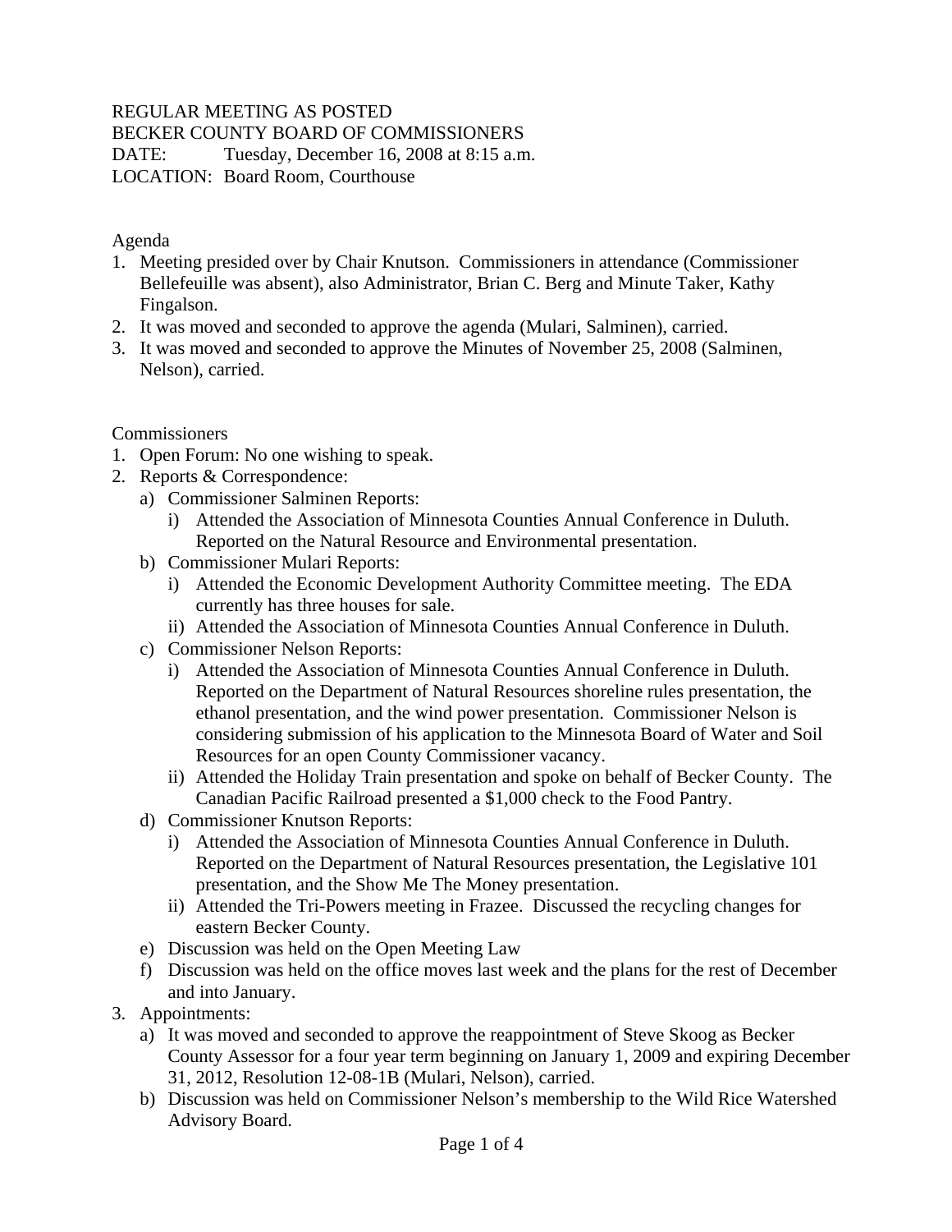REGULAR MEETING AS POSTED
BECKER COUNTY BOARD OF COMMISSIONERS
DATE: Tuesday, December 16, 2008 at 8:15 a.m.
LOCATION: Board Room, Courthouse

Agenda

1. Meeting presided over by Chair Knutson. Commissioners in attendance (Commissioner Bellefeuille was absent), also Administrator, Brian C. Berg and Minute Taker, Kathy Fingalson.
2. It was moved and seconded to approve the agenda (Mulari, Salminen), carried.
3. It was moved and seconded to approve the Minutes of November 25, 2008 (Salminen, Nelson), carried.

Commissioners

1. Open Forum: No one wishing to speak.
2. Reports & Correspondence:
   a) Commissioner Salminen Reports:
      i) Attended the Association of Minnesota Counties Annual Conference in Duluth. Reported on the Natural Resource and Environmental presentation.
   b) Commissioner Mulari Reports:
      i) Attended the Economic Development Authority Committee meeting. The EDA currently has three houses for sale.
      ii) Attended the Association of Minnesota Counties Annual Conference in Duluth.
   c) Commissioner Nelson Reports:
      i) Attended the Association of Minnesota Counties Annual Conference in Duluth. Reported on the Department of Natural Resources shoreline rules presentation, the ethanol presentation, and the wind power presentation. Commissioner Nelson is considering submission of his application to the Minnesota Board of Water and Soil Resources for an open County Commissioner vacancy.
      ii) Attended the Holiday Train presentation and spoke on behalf of Becker County. The Canadian Pacific Railroad presented a $1,000 check to the Food Pantry.
   d) Commissioner Knutson Reports:
      i) Attended the Association of Minnesota Counties Annual Conference in Duluth. Reported on the Department of Natural Resources presentation, the Legislative 101 presentation, and the Show Me The Money presentation.
      ii) Attended the Tri-Powers meeting in Frazee. Discussed the recycling changes for eastern Becker County.
   e) Discussion was held on the Open Meeting Law
   f) Discussion was held on the office moves last week and the plans for the rest of December and into January.
3. Appointments:
   a) It was moved and seconded to approve the reappointment of Steve Skoog as Becker County Assessor for a four year term beginning on January 1, 2009 and expiring December 31, 2012, Resolution 12-08-1B (Mulari, Nelson), carried.
   b) Discussion was held on Commissioner Nelson's membership to the Wild Rice Watershed Advisory Board.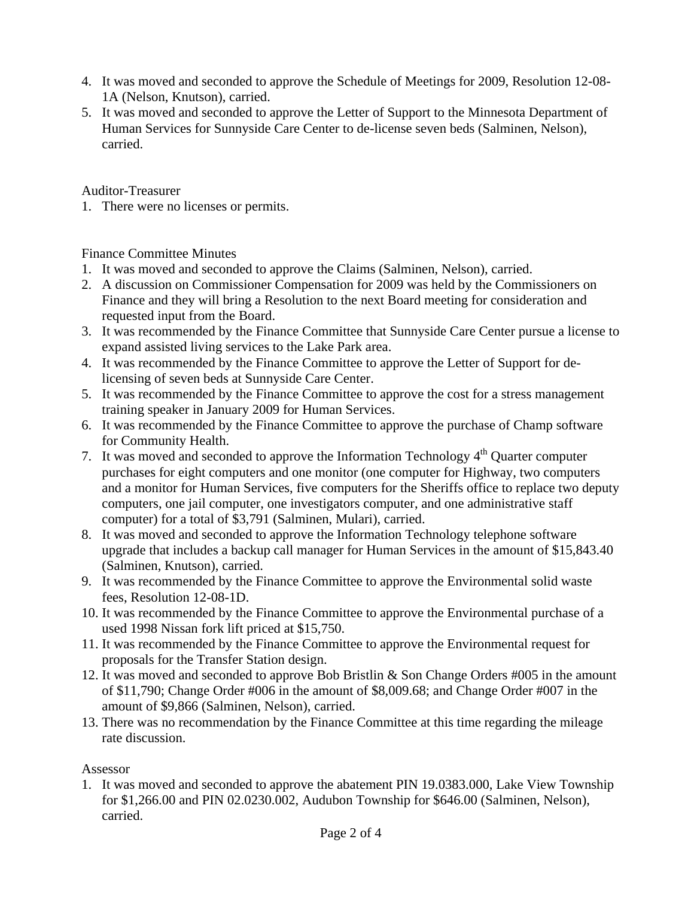4. It was moved and seconded to approve the Schedule of Meetings for 2009, Resolution 12-08-1A (Nelson, Knutson), carried.
5. It was moved and seconded to approve the Letter of Support to the Minnesota Department of Human Services for Sunnyside Care Center to de-license seven beds (Salminen, Nelson), carried.

Auditor-Treasurer

1. There were no licenses or permits.

Finance Committee Minutes

1. It was moved and seconded to approve the Claims (Salminen, Nelson), carried.
2. A discussion on Commissioner Compensation for 2009 was held by the Commissioners on Finance and they will bring a Resolution to the next Board meeting for consideration and requested input from the Board.
3. It was recommended by the Finance Committee that Sunnyside Care Center pursue a license to expand assisted living services to the Lake Park area.
4. It was recommended by the Finance Committee to approve the Letter of Support for de-licensing of seven beds at Sunnyside Care Center.
5. It was recommended by the Finance Committee to approve the cost for a stress management training speaker in January 2009 for Human Services.
6. It was recommended by the Finance Committee to approve the purchase of Champ software for Community Health.
7. It was moved and seconded to approve the Information Technology 4th Quarter computer purchases for eight computers and one monitor (one computer for Highway, two computers and a monitor for Human Services, five computers for the Sheriffs office to replace two deputy computers, one jail computer, one investigators computer, and one administrative staff computer) for a total of $3,791 (Salminen, Mulari), carried.
8. It was moved and seconded to approve the Information Technology telephone software upgrade that includes a backup call manager for Human Services in the amount of $15,843.40 (Salminen, Knutson), carried.
9. It was recommended by the Finance Committee to approve the Environmental solid waste fees, Resolution 12-08-1D.
10. It was recommended by the Finance Committee to approve the Environmental purchase of a used 1998 Nissan fork lift priced at $15,750.
11. It was recommended by the Finance Committee to approve the Environmental request for proposals for the Transfer Station design.
12. It was moved and seconded to approve Bob Bristlin & Son Change Orders #005 in the amount of $11,790; Change Order #006 in the amount of $8,009.68; and Change Order #007 in the amount of $9,866 (Salminen, Nelson), carried.
13. There was no recommendation by the Finance Committee at this time regarding the mileage rate discussion.

Assessor

1. It was moved and seconded to approve the abatement PIN 19.0383.000, Lake View Township for $1,266.00 and PIN 02.0230.002, Audubon Township for $646.00 (Salminen, Nelson), carried.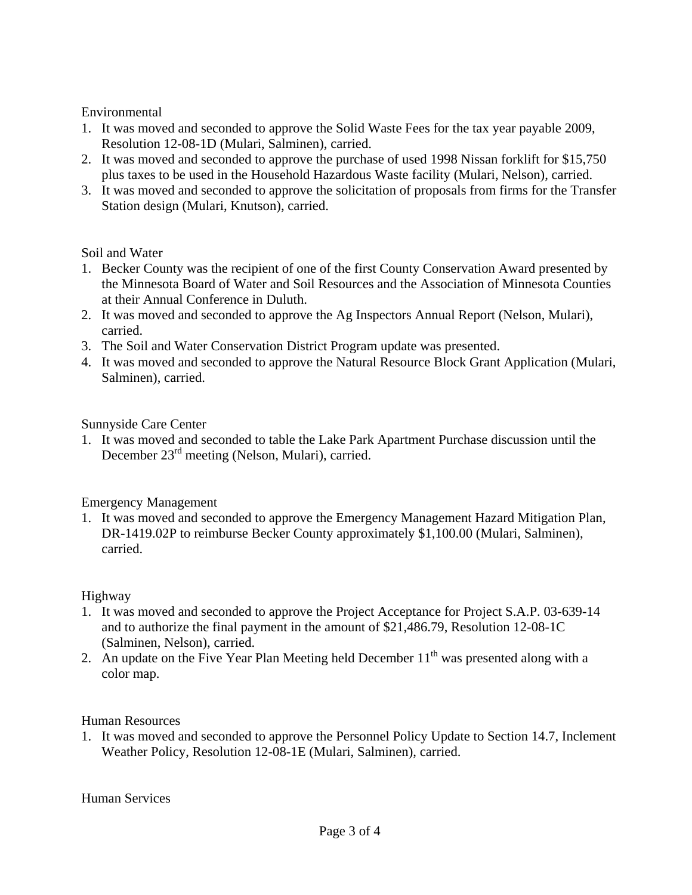## Environmental

1. It was moved and seconded to approve the Solid Waste Fees for the tax year payable 2009, Resolution 12-08-1D (Mulari, Salminen), carried.
2. It was moved and seconded to approve the purchase of used 1998 Nissan forklift for $15,750 plus taxes to be used in the Household Hazardous Waste facility (Mulari, Nelson), carried.
3. It was moved and seconded to approve the solicitation of proposals from firms for the Transfer Station design (Mulari, Knutson), carried.

## Soil and Water

1. Becker County was the recipient of one of the first County Conservation Award presented by the Minnesota Board of Water and Soil Resources and the Association of Minnesota Counties at their Annual Conference in Duluth.
2. It was moved and seconded to approve the Ag Inspectors Annual Report (Nelson, Mulari), carried.
3. The Soil and Water Conservation District Program update was presented.
4. It was moved and seconded to approve the Natural Resource Block Grant Application (Mulari, Salminen), carried.

## Sunnyside Care Center

1. It was moved and seconded to table the Lake Park Apartment Purchase discussion until the December 23rd meeting (Nelson, Mulari), carried.

## Emergency Management

1. It was moved and seconded to approve the Emergency Management Hazard Mitigation Plan, DR-1419.02P to reimburse Becker County approximately $1,100.00 (Mulari, Salminen), carried.

## Highway

1. It was moved and seconded to approve the Project Acceptance for Project S.A.P. 03-639-14 and to authorize the final payment in the amount of $21,486.79, Resolution 12-08-1C (Salminen, Nelson), carried.
2. An update on the Five Year Plan Meeting held December 11th was presented along with a color map.

## Human Resources

1. It was moved and seconded to approve the Personnel Policy Update to Section 14.7, Inclement Weather Policy, Resolution 12-08-1E (Mulari, Salminen), carried.

## Human Services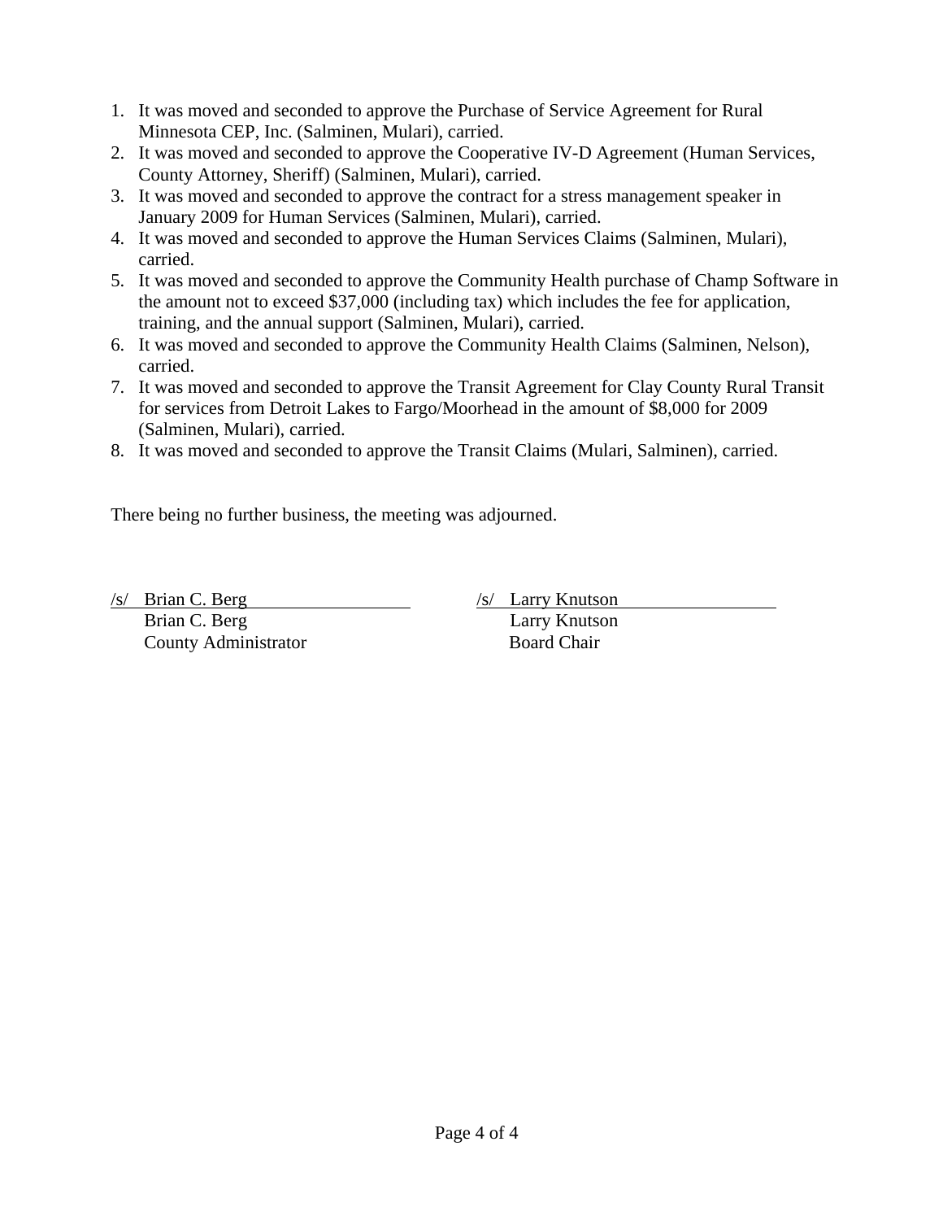1. It was moved and seconded to approve the Purchase of Service Agreement for Rural Minnesota CEP, Inc. (Salminen, Mulari), carried.
2. It was moved and seconded to approve the Cooperative IV-D Agreement (Human Services, County Attorney, Sheriff) (Salminen, Mulari), carried.
3. It was moved and seconded to approve the contract for a stress management speaker in January 2009 for Human Services (Salminen, Mulari), carried.
4. It was moved and seconded to approve the Human Services Claims (Salminen, Mulari), carried.
5. It was moved and seconded to approve the Community Health purchase of Champ Software in the amount not to exceed $37,000 (including tax) which includes the fee for application, training, and the annual support (Salminen, Mulari), carried.
6. It was moved and seconded to approve the Community Health Claims (Salminen, Nelson), carried.
7. It was moved and seconded to approve the Transit Agreement for Clay County Rural Transit for services from Detroit Lakes to Fargo/Moorhead in the amount of $8,000 for 2009 (Salminen, Mulari), carried.
8. It was moved and seconded to approve the Transit Claims (Mulari, Salminen), carried.

There being no further business, the meeting was adjourned.

/s/ Brian C. Berg
Brian C. Berg
County Administrator

/s/ Larry Knutson
Larry Knutson
Board Chair